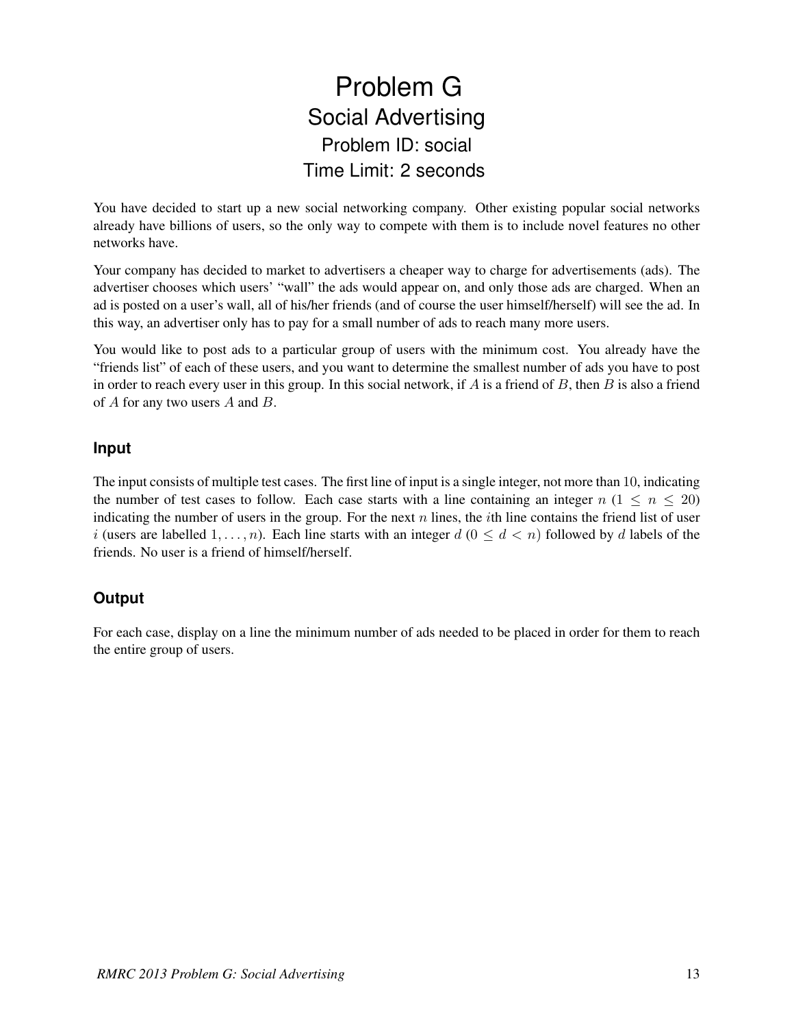# Problem G
## Social Advertising
### Problem ID: social
### Time Limit: 2 seconds

You have decided to start up a new social networking company. Other existing popular social networks already have billions of users, so the only way to compete with them is to include novel features no other networks have.

Your company has decided to market to advertisers a cheaper way to charge for advertisements (ads). The advertiser chooses which users' "wall" the ads would appear on, and only those ads are charged. When an ad is posted on a user's wall, all of his/her friends (and of course the user himself/herself) will see the ad. In this way, an advertiser only has to pay for a small number of ads to reach many more users.

You would like to post ads to a particular group of users with the minimum cost. You already have the "friends list" of each of these users, and you want to determine the smallest number of ads you have to post in order to reach every user in this group. In this social network, if $A$ is a friend of $B$, then $B$ is also a friend of $A$ for any two users $A$ and $B$.

### Input

The input consists of multiple test cases. The first line of input is a single integer, not more than $10$, indicating the number of test cases to follow. Each case starts with a line containing an integer $n$ ($1 \leq n \leq 20$) indicating the number of users in the group. For the next $n$ lines, the $i$th line contains the friend list of user $i$ (users are labelled $1, \ldots, n$). Each line starts with an integer $d$ ($0 \leq d < n$) followed by $d$ labels of the friends. No user is a friend of himself/herself.

### Output

For each case, display on a line the minimum number of ads needed to be placed in order for them to reach the entire group of users.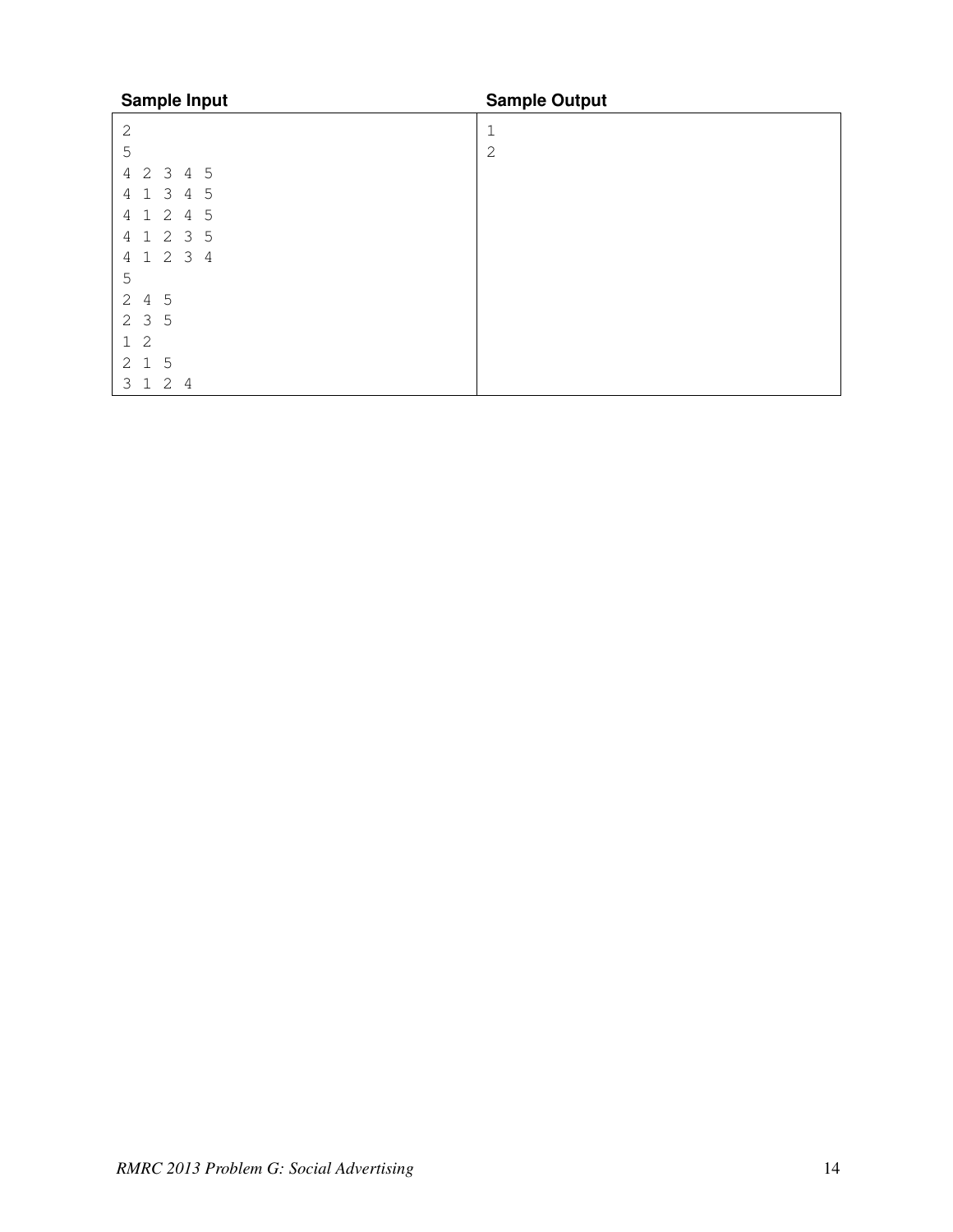**Sample Input**

```
2
5
4 2 3 4 5
4 1 3 4 5
4 1 2 4 5
4 1 2 3 5
4 1 2 3 4
5
2 4 5
2 3 5
1 2
2 1 5
3 1 2 4
```

**Sample Output**

```
1
2
```